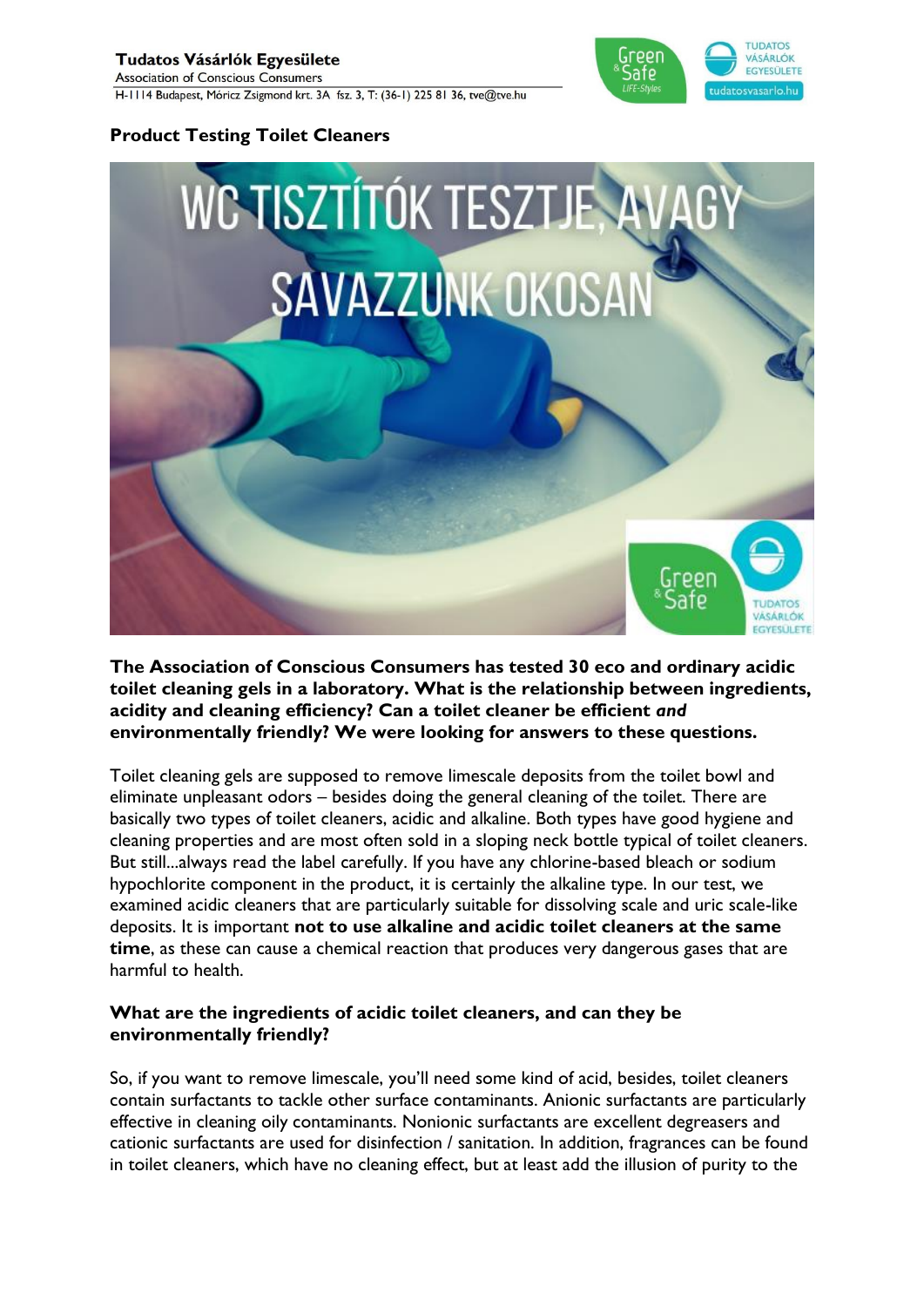**Tudatos Vásárlók Egyesülete**
Association of Conscious Consumers
H-1114 Budapest, Móricz Zsigmond krt. 3A fsz. 3, T: (36-1) 225 81 36, tve@tve.hu

## Product Testing Toilet Cleaners

**The Association of Conscious Consumers has tested 30 eco and ordinary acidic toilet cleaning gels in a laboratory. What is the relationship between ingredients, acidity and cleaning efficiency? Can a toilet cleaner be efficient *and* environmentally friendly? We were looking for answers to these questions.**

Toilet cleaning gels are supposed to remove limescale deposits from the toilet bowl and eliminate unpleasant odors – besides doing the general cleaning of the toilet. There are basically two types of toilet cleaners, acidic and alkaline. Both types have good hygiene and cleaning properties and are most often sold in a sloping neck bottle typical of toilet cleaners. But still...always read the label carefully. If you have any chlorine-based bleach or sodium hypochlorite component in the product, it is certainly the alkaline type. In our test, we examined acidic cleaners that are particularly suitable for dissolving scale and uric scale-like deposits. It is important **not to use alkaline and acidic toilet cleaners at the same time**, as these can cause a chemical reaction that produces very dangerous gases that are harmful to health.

### What are the ingredients of acidic toilet cleaners, and can they be environmentally friendly?

So, if you want to remove limescale, you'll need some kind of acid, besides, toilet cleaners contain surfactants to tackle other surface contaminants. Anionic surfactants are particularly effective in cleaning oily contaminants. Nonionic surfactants are excellent degreasers and cationic surfactants are used for disinfection / sanitation. In addition, fragrances can be found in toilet cleaners, which have no cleaning effect, but at least add the illusion of purity to the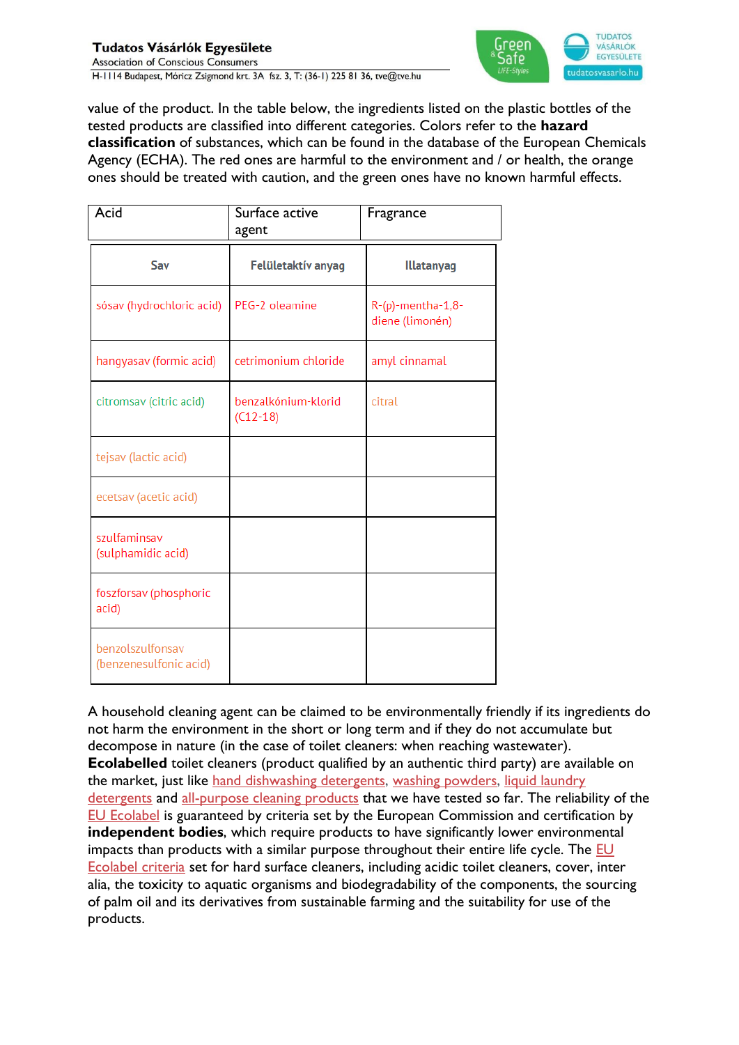value of the product. In the table below, the ingredients listed on the plastic bottles of the tested products are classified into different categories. Colors refer to the **hazard classification** of substances, which can be found in the database of the European Chemicals Agency (ECHA). The red ones are harmful to the environment and / or health, the orange ones should be treated with caution, and the green ones have no known harmful effects.

| Acid | Surface active agent | Fragrance |
|---|---|---|
| **Sav** | **Felületaktív anyag** | **Illatanyag** |
| sósav (hydrochloric acid) | PEG-2 oleamine | R-(p)-mentha-1,8-diene (limonén) |
| hangyasav (formic acid) | cetrimonium chloride | amyl cinnamal |
| citromsav (citric acid) | benzalkónium-klorid (C12-18) | citral |
| tejsav (lactic acid) | | |
| ecetsav (acetic acid) | | |
| szulfaminsav (sulphamidic acid) | | |
| foszforsav (phosphoric acid) | | |
| benzolszulfonsav (benzenesulfonic acid) | | |

A household cleaning agent can be claimed to be environmentally friendly if its ingredients do not harm the environment in the short or long term and if they do not accumulate but decompose in nature (in the case of toilet cleaners: when reaching wastewater). **Ecolabelled** toilet cleaners (product qualified by an authentic third party) are available on the market, just like hand dishwashing detergents, washing powders, liquid laundry detergents and all-purpose cleaning products that we have tested so far. The reliability of the EU Ecolabel is guaranteed by criteria set by the European Commission and certification by **independent bodies**, which require products to have significantly lower environmental impacts than products with a similar purpose throughout their entire life cycle. The EU Ecolabel criteria set for hard surface cleaners, including acidic toilet cleaners, cover, inter alia, the toxicity to aquatic organisms and biodegradability of the components, the sourcing of palm oil and its derivatives from sustainable farming and the suitability for use of the products.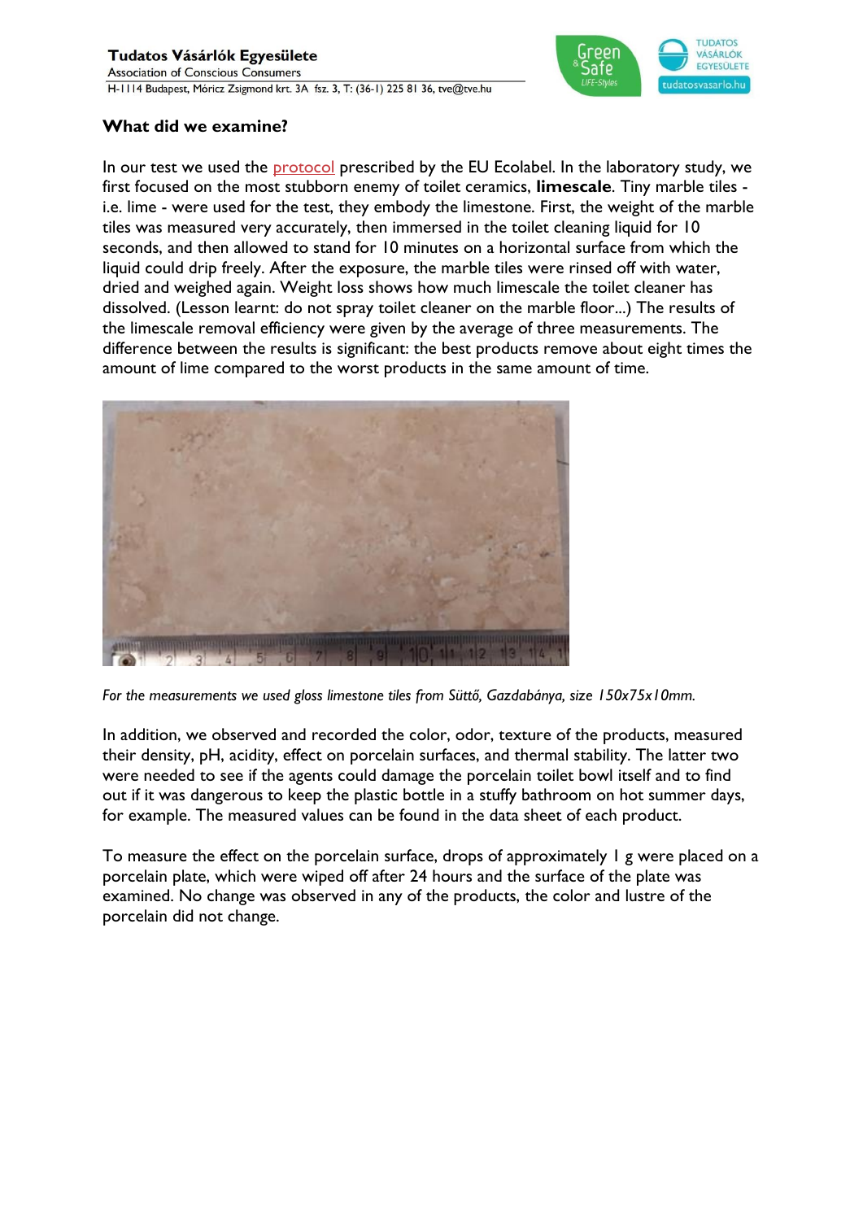## What did we examine?

In our test we used the protocol prescribed by the EU Ecolabel. In the laboratory study, we first focused on the most stubborn enemy of toilet ceramics, **limescale**. Tiny marble tiles - i.e. lime - were used for the test, they embody the limestone. First, the weight of the marble tiles was measured very accurately, then immersed in the toilet cleaning liquid for 10 seconds, and then allowed to stand for 10 minutes on a horizontal surface from which the liquid could drip freely. After the exposure, the marble tiles were rinsed off with water, dried and weighed again. Weight loss shows how much limescale the toilet cleaner has dissolved. (Lesson learnt: do not spray toilet cleaner on the marble floor...) The results of the limescale removal efficiency were given by the average of three measurements. The difference between the results is significant: the best products remove about eight times the amount of lime compared to the worst products in the same amount of time.

*For the measurements we used gloss limestone tiles from Süttő, Gazdabánya, size 150x75x10mm.*

In addition, we observed and recorded the color, odor, texture of the products, measured their density, pH, acidity, effect on porcelain surfaces, and thermal stability. The latter two were needed to see if the agents could damage the porcelain toilet bowl itself and to find out if it was dangerous to keep the plastic bottle in a stuffy bathroom on hot summer days, for example. The measured values can be found in the data sheet of each product.

To measure the effect on the porcelain surface, drops of approximately 1 g were placed on a porcelain plate, which were wiped off after 24 hours and the surface of the plate was examined. No change was observed in any of the products, the color and lustre of the porcelain did not change.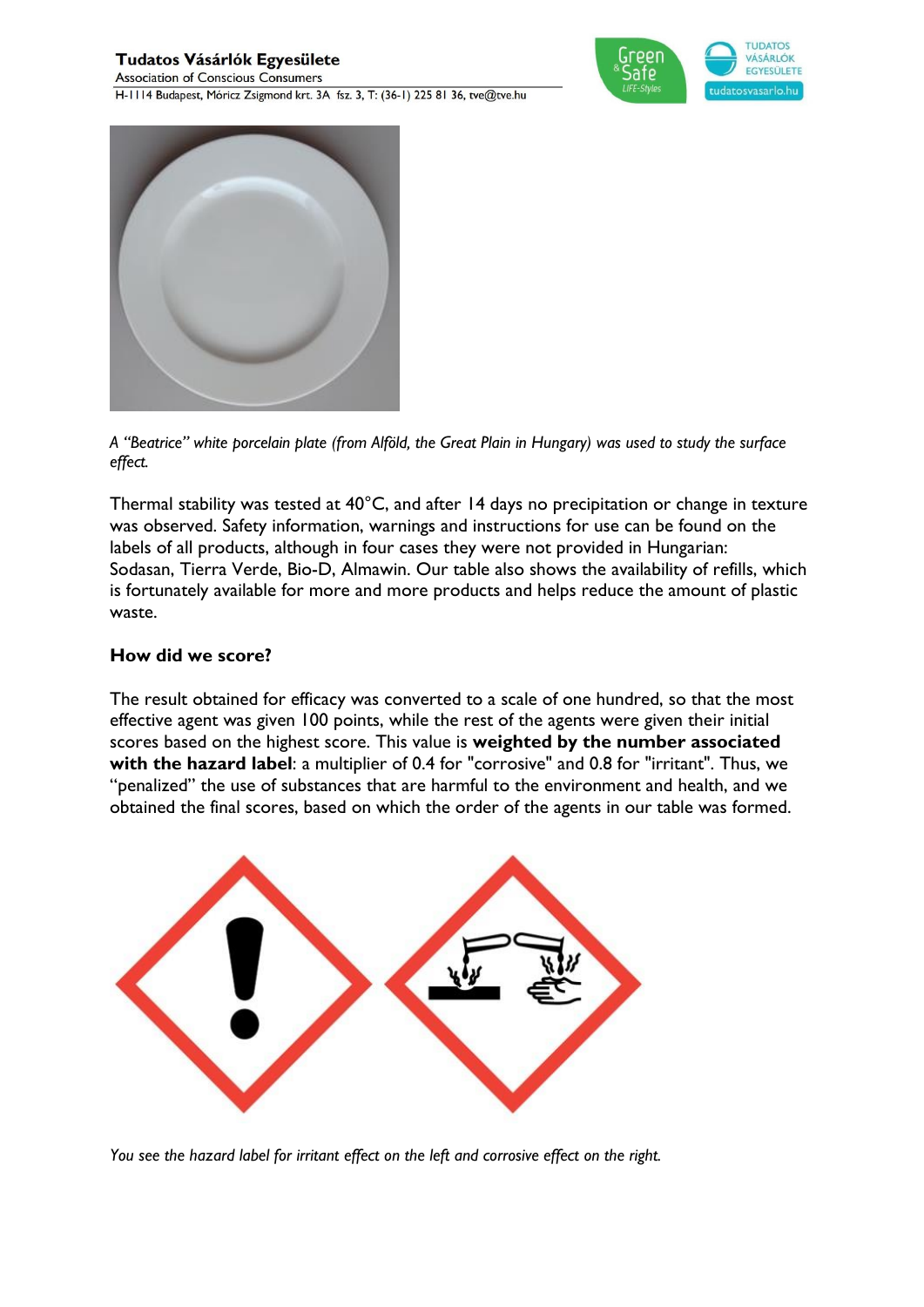*A "Beatrice" white porcelain plate (from Alföld, the Great Plain in Hungary) was used to study the surface effect.*

Thermal stability was tested at 40°C, and after 14 days no precipitation or change in texture was observed. Safety information, warnings and instructions for use can be found on the labels of all products, although in four cases they were not provided in Hungarian: Sodasan, Tierra Verde, Bio-D, Almawin. Our table also shows the availability of refills, which is fortunately available for more and more products and helps reduce the amount of plastic waste.

## How did we score?

The result obtained for efficacy was converted to a scale of one hundred, so that the most effective agent was given 100 points, while the rest of the agents were given their initial scores based on the highest score. This value is **weighted by the number associated with the hazard label**: a multiplier of 0.4 for "corrosive" and 0.8 for "irritant". Thus, we "penalized" the use of substances that are harmful to the environment and health, and we obtained the final scores, based on which the order of the agents in our table was formed.

*You see the hazard label for irritant effect on the left and corrosive effect on the right.*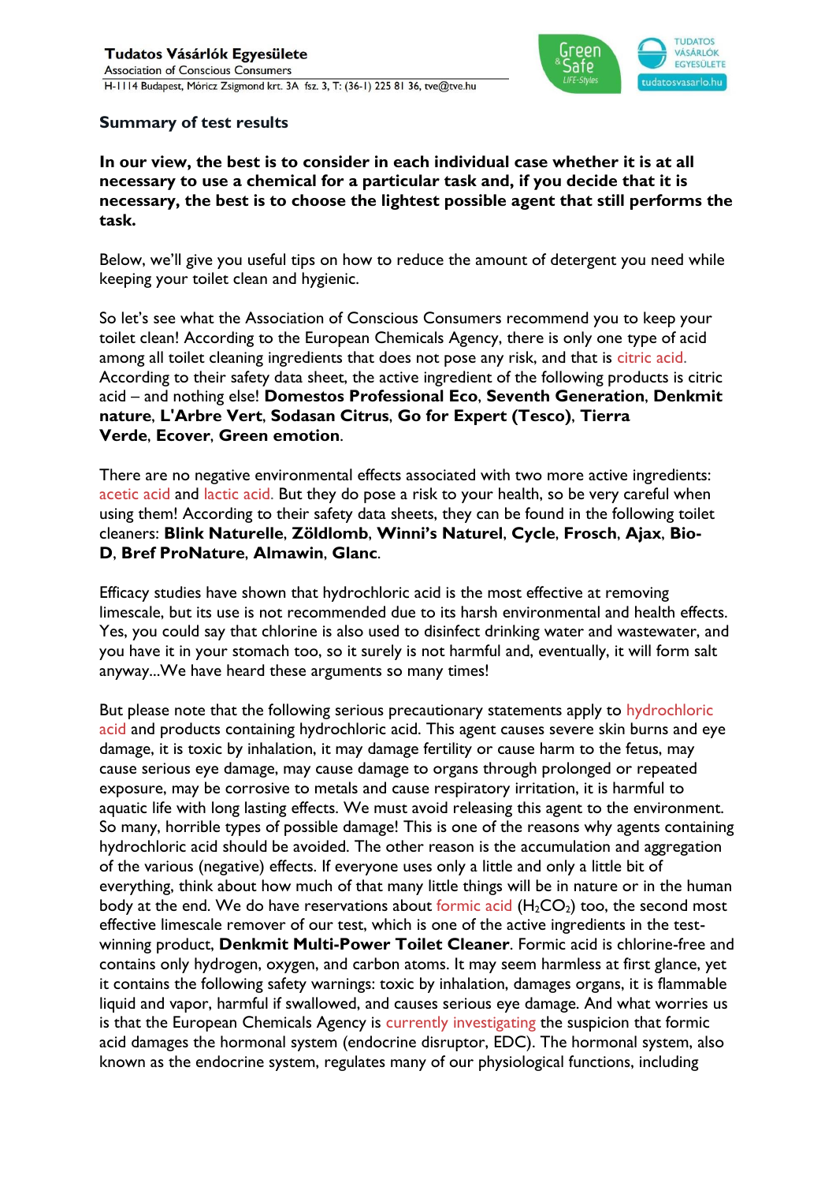## Summary of test results

**In our view, the best is to consider in each individual case whether it is at all necessary to use a chemical for a particular task and, if you decide that it is necessary, the best is to choose the lightest possible agent that still performs the task.**

Below, we'll give you useful tips on how to reduce the amount of detergent you need while keeping your toilet clean and hygienic.

So let's see what the Association of Conscious Consumers recommend you to keep your toilet clean! According to the European Chemicals Agency, there is only one type of acid among all toilet cleaning ingredients that does not pose any risk, and that is citric acid. According to their safety data sheet, the active ingredient of the following products is citric acid – and nothing else! **Domestos Professional Eco**, **Seventh Generation**, **Denkmit nature**, **L'Arbre Vert**, **Sodasan Citrus**, **Go for Expert (Tesco)**, **Tierra Verde**, **Ecover**, **Green emotion**.

There are no negative environmental effects associated with two more active ingredients: acetic acid and lactic acid. But they do pose a risk to your health, so be very careful when using them! According to their safety data sheets, they can be found in the following toilet cleaners: **Blink Naturelle**, **Zöldlomb**, **Winni's Naturel**, **Cycle**, **Frosch**, **Ajax**, **Bio-D**, **Bref ProNature**, **Almawin**, **Glanc**.

Efficacy studies have shown that hydrochloric acid is the most effective at removing limescale, but its use is not recommended due to its harsh environmental and health effects. Yes, you could say that chlorine is also used to disinfect drinking water and wastewater, and you have it in your stomach too, so it surely is not harmful and, eventually, it will form salt anyway...We have heard these arguments so many times!

But please note that the following serious precautionary statements apply to hydrochloric acid and products containing hydrochloric acid. This agent causes severe skin burns and eye damage, it is toxic by inhalation, it may damage fertility or cause harm to the fetus, may cause serious eye damage, may cause damage to organs through prolonged or repeated exposure, may be corrosive to metals and cause respiratory irritation, it is harmful to aquatic life with long lasting effects. We must avoid releasing this agent to the environment. So many, horrible types of possible damage! This is one of the reasons why agents containing hydrochloric acid should be avoided. The other reason is the accumulation and aggregation of the various (negative) effects. If everyone uses only a little and only a little bit of everything, think about how much of that many little things will be in nature or in the human body at the end. We do have reservations about formic acid ($H_2CO_2$) too, the second most effective limescale remover of our test, which is one of the active ingredients in the test-winning product, **Denkmit Multi-Power Toilet Cleaner**. Formic acid is chlorine-free and contains only hydrogen, oxygen, and carbon atoms. It may seem harmless at first glance, yet it contains the following safety warnings: toxic by inhalation, damages organs, it is flammable liquid and vapor, harmful if swallowed, and causes serious eye damage. And what worries us is that the European Chemicals Agency is currently investigating the suspicion that formic acid damages the hormonal system (endocrine disruptor, EDC). The hormonal system, also known as the endocrine system, regulates many of our physiological functions, including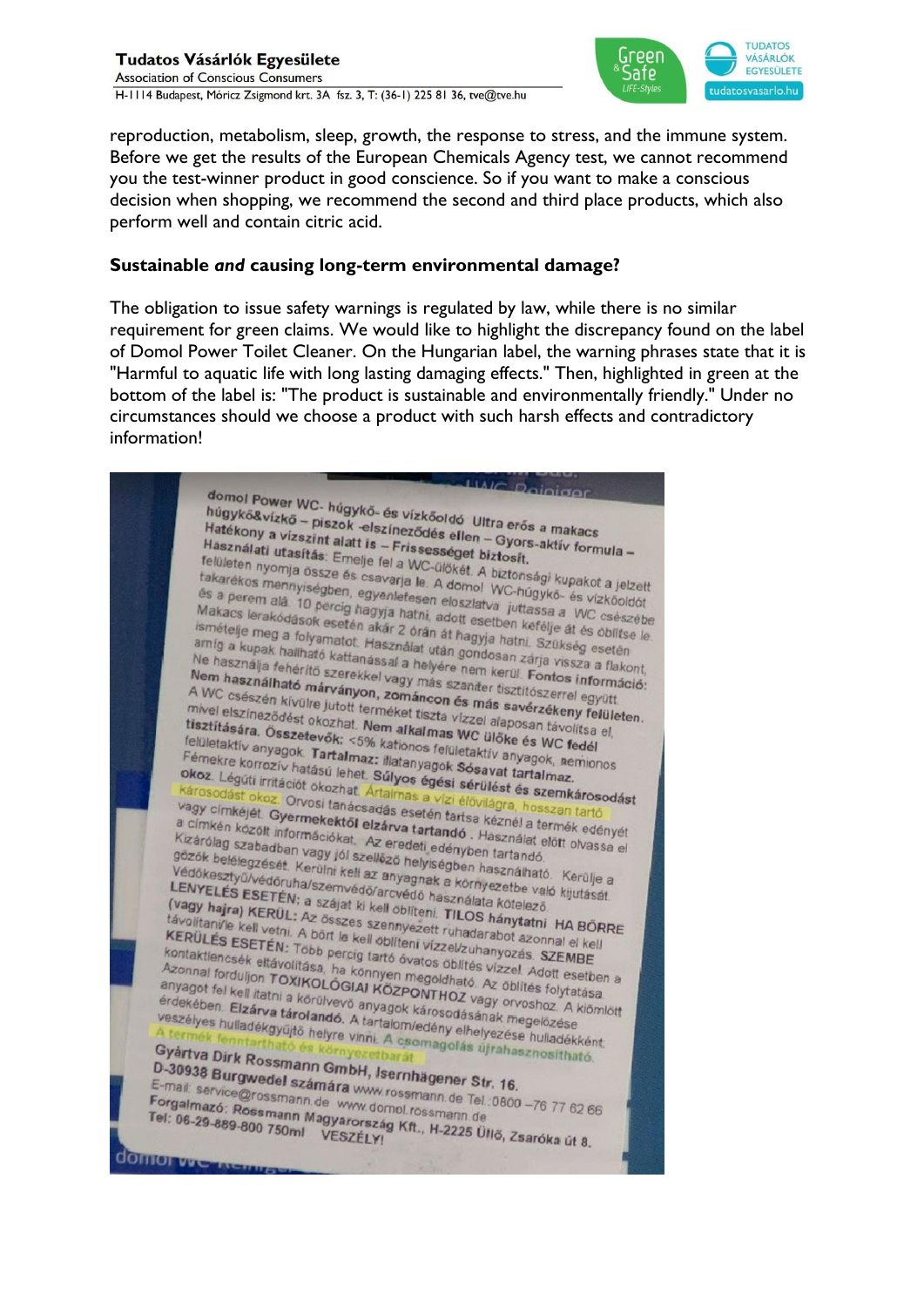reproduction, metabolism, sleep, growth, the response to stress, and the immune system. Before we get the results of the European Chemicals Agency test, we cannot recommend you the test-winner product in good conscience. So if you want to make a conscious decision when shopping, we recommend the second and third place products, which also perform well and contain citric acid.

## Sustainable *and* causing long-term environmental damage?

The obligation to issue safety warnings is regulated by law, while there is no similar requirement for green claims. We would like to highlight the discrepancy found on the label of Domol Power Toilet Cleaner. On the Hungarian label, the warning phrases state that it is "Harmful to aquatic life with long lasting damaging effects." Then, highlighted in green at the bottom of the label is: "The product is sustainable and environmentally friendly." Under no circumstances should we choose a product with such harsh effects and contradictory information!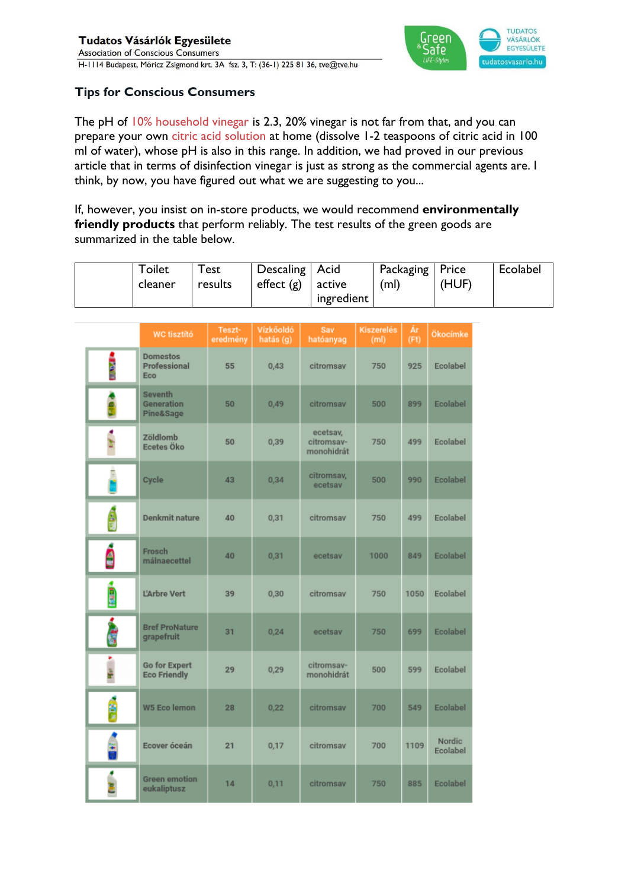**Tudatos Vásárlók Egyesülete**
Association of Conscious Consumers
H-1114 Budapest, Móricz Zsigmond krt. 3A fsz. 3, T: (36-1) 225 81 36, tve@tve.hu

## Tips for Conscious Consumers

The pH of 10% household vinegar is 2.3, 20% vinegar is not far from that, and you can prepare your own citric acid solution at home (dissolve 1-2 teaspoons of citric acid in 100 ml of water), whose pH is also in this range. In addition, we had proved in our previous article that in terms of disinfection vinegar is just as strong as the commercial agents are. I think, by now, you have figured out what we are suggesting to you...

If, however, you insist on in-store products, we would recommend **environmentally friendly products** that perform reliably. The test results of the green goods are summarized in the table below.

| Toilet cleaner | Test results | Descaling effect (g) | Acid active ingredient | Packaging (ml) | Price (HUF) | Ecolabel |
|---|---|---|---|---|---|---|
| WC tisztító | Teszt-eredmény | Vízkőoldó hatás (g) | Sav hatóanyag | Kiszerelés (ml) | Ár (Ft) | Ökocímke |
| Domestos Professional Eco | 55 | 0,43 | citromsav | 750 | 925 | Ecolabel |
| Seventh Generation Pine&Sage | 50 | 0,49 | citromsav | 500 | 899 | Ecolabel |
| Zöldlomb Ecetes Öko | 50 | 0,39 | ecetsav, citromsav-monohidrát | 750 | 499 | Ecolabel |
| Cycle | 43 | 0,34 | citromsav, ecetsav | 500 | 990 | Ecolabel |
| Denkmit nature | 40 | 0,31 | citromsav | 750 | 499 | Ecolabel |
| Frosch málnaecettel | 40 | 0,31 | ecetsav | 1000 | 849 | Ecolabel |
| L'Arbre Vert | 39 | 0,30 | citromsav | 750 | 1050 | Ecolabel |
| Bref ProNature grapefruit | 31 | 0,24 | ecetsav | 750 | 699 | Ecolabel |
| Go for Expert Eco Friendly | 29 | 0,29 | citromsav-monohidrát | 500 | 599 | Ecolabel |
| W5 Eco lemon | 28 | 0,22 | citromsav | 700 | 549 | Ecolabel |
| Ecover óceán | 21 | 0,17 | citromsav | 700 | 1109 | Nordic Ecolabel |
| Green emotion eukaliptusz | 14 | 0,11 | citromsav | 750 | 885 | Ecolabel |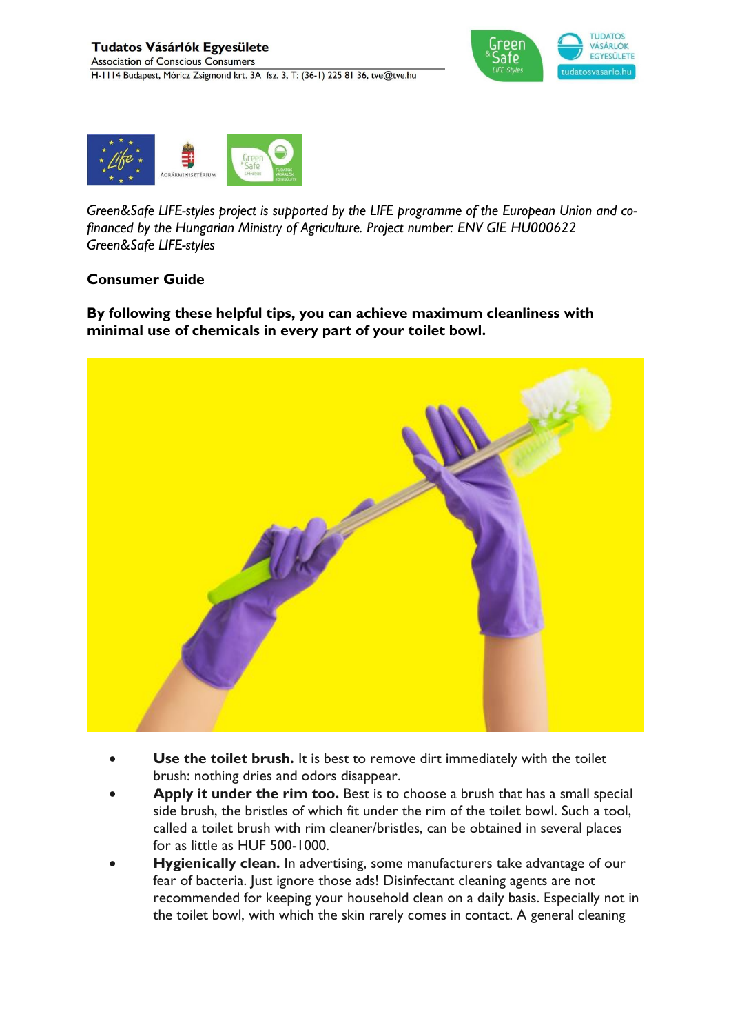Green&Safe LIFE-styles project is supported by the LIFE programme of the European Union and co-financed by the Hungarian Ministry of Agriculture. Project number: ENV GIE HU000622
*Green&Safe LIFE-styles*

**Consumer Guide**

**By following these helpful tips, you can achieve maximum cleanliness with minimal use of chemicals in every part of your toilet bowl.**

- **Use the toilet brush.** It is best to remove dirt immediately with the toilet brush: nothing dries and odors disappear.
- **Apply it under the rim too.** Best is to choose a brush that has a small special side brush, the bristles of which fit under the rim of the toilet bowl. Such a tool, called a toilet brush with rim cleaner/bristles, can be obtained in several places for as little as HUF 500-1000.
- **Hygienically clean.** In advertising, some manufacturers take advantage of our fear of bacteria. Just ignore those ads! Disinfectant cleaning agents are not recommended for keeping your household clean on a daily basis. Especially not in the toilet bowl, with which the skin rarely comes in contact. A general cleaning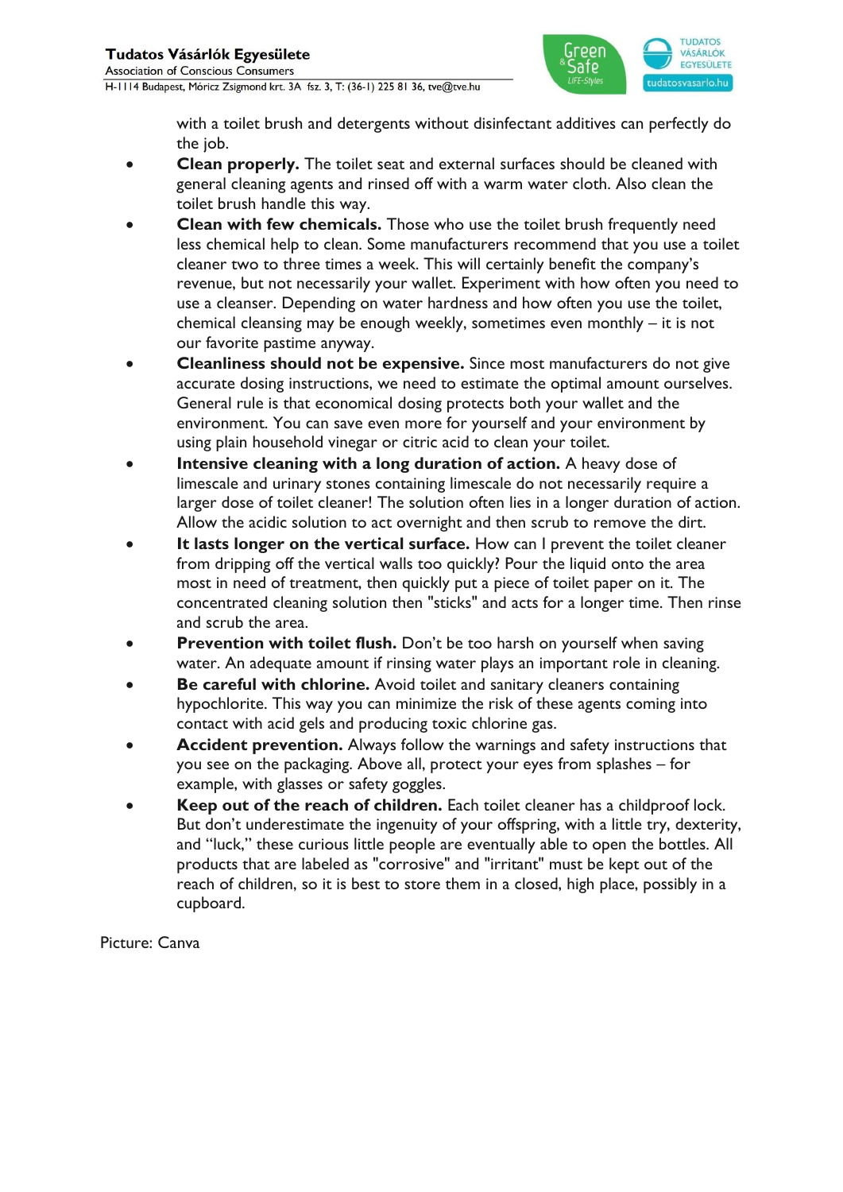with a toilet brush and detergents without disinfectant additives can perfectly do the job.

- **Clean properly.** The toilet seat and external surfaces should be cleaned with general cleaning agents and rinsed off with a warm water cloth. Also clean the toilet brush handle this way.
- **Clean with few chemicals.** Those who use the toilet brush frequently need less chemical help to clean. Some manufacturers recommend that you use a toilet cleaner two to three times a week. This will certainly benefit the company's revenue, but not necessarily your wallet. Experiment with how often you need to use a cleanser. Depending on water hardness and how often you use the toilet, chemical cleansing may be enough weekly, sometimes even monthly – it is not our favorite pastime anyway.
- **Cleanliness should not be expensive.** Since most manufacturers do not give accurate dosing instructions, we need to estimate the optimal amount ourselves. General rule is that economical dosing protects both your wallet and the environment. You can save even more for yourself and your environment by using plain household vinegar or citric acid to clean your toilet.
- **Intensive cleaning with a long duration of action.** A heavy dose of limescale and urinary stones containing limescale do not necessarily require a larger dose of toilet cleaner! The solution often lies in a longer duration of action. Allow the acidic solution to act overnight and then scrub to remove the dirt.
- **It lasts longer on the vertical surface.** How can I prevent the toilet cleaner from dripping off the vertical walls too quickly? Pour the liquid onto the area most in need of treatment, then quickly put a piece of toilet paper on it. The concentrated cleaning solution then "sticks" and acts for a longer time. Then rinse and scrub the area.
- **Prevention with toilet flush.** Don't be too harsh on yourself when saving water. An adequate amount if rinsing water plays an important role in cleaning.
- **Be careful with chlorine.** Avoid toilet and sanitary cleaners containing hypochlorite. This way you can minimize the risk of these agents coming into contact with acid gels and producing toxic chlorine gas.
- **Accident prevention.** Always follow the warnings and safety instructions that you see on the packaging. Above all, protect your eyes from splashes – for example, with glasses or safety goggles.
- **Keep out of the reach of children.** Each toilet cleaner has a childproof lock. But don't underestimate the ingenuity of your offspring, with a little try, dexterity, and "luck," these curious little people are eventually able to open the bottles. All products that are labeled as "corrosive" and "irritant" must be kept out of the reach of children, so it is best to store them in a closed, high place, possibly in a cupboard.

Picture: Canva